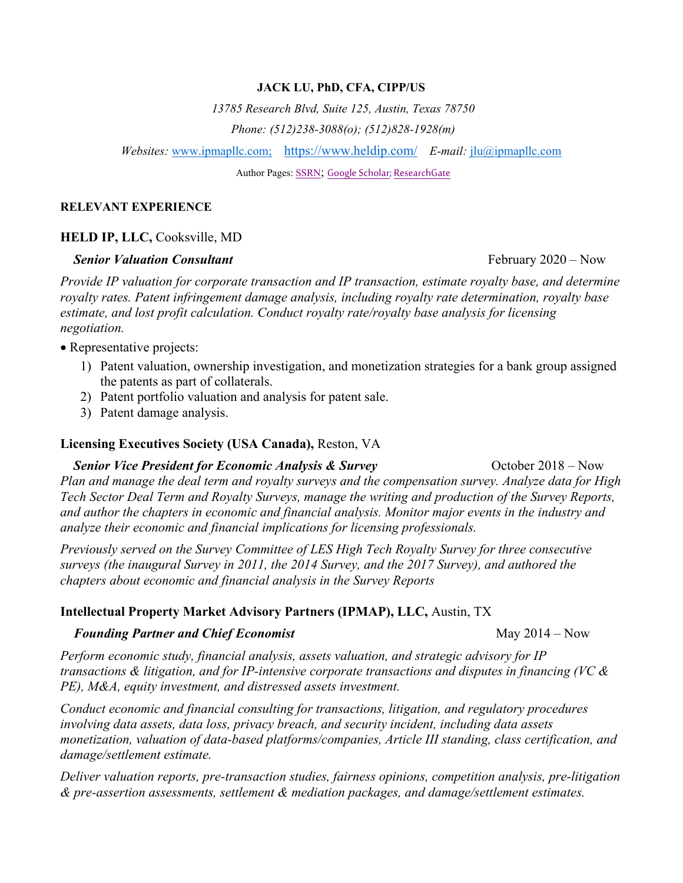**JACK LU, PhD, CFA, CIPP/US**

*13785 Research Blvd, Suite 125, Austin, Texas 78750*

*Phone: (512)238-3088(o); (512)828-1928(m)*

*Websites:* www.ipmapllc.com; https://www.heldip.com/ *E-mail:* jlu@ipmapllc.com

Author Pages: SSRN; Google Scholar; ResearchGate

## RELEVANT EXPERIENCE

**HELD IP, LLC,** Cooksville, MD

***Senior Valuation Consultant*** February 2020 – Now

*Provide IP valuation for corporate transaction and IP transaction, estimate royalty base, and determine royalty rates. Patent infringement damage analysis, including royalty rate determination, royalty base estimate, and lost profit calculation. Conduct royalty rate/royalty base analysis for licensing negotiation.*

- Representative projects:
  1) Patent valuation, ownership investigation, and monetization strategies for a bank group assigned the patents as part of collaterals.
  2) Patent portfolio valuation and analysis for patent sale.
  3) Patent damage analysis.

**Licensing Executives Society (USA Canada),** Reston, VA

***Senior Vice President for Economic Analysis & Survey*** October 2018 – Now

*Plan and manage the deal term and royalty surveys and the compensation survey. Analyze data for High Tech Sector Deal Term and Royalty Surveys, manage the writing and production of the Survey Reports, and author the chapters in economic and financial analysis. Monitor major events in the industry and analyze their economic and financial implications for licensing professionals.*

*Previously served on the Survey Committee of LES High Tech Royalty Survey for three consecutive surveys (the inaugural Survey in 2011, the 2014 Survey, and the 2017 Survey), and authored the chapters about economic and financial analysis in the Survey Reports*

**Intellectual Property Market Advisory Partners (IPMAP), LLC,** Austin, TX

***Founding Partner and Chief Economist*** May 2014 – Now

*Perform economic study, financial analysis, assets valuation, and strategic advisory for IP transactions & litigation, and for IP-intensive corporate transactions and disputes in financing (VC & PE), M&A, equity investment, and distressed assets investment.*

*Conduct economic and financial consulting for transactions, litigation, and regulatory procedures involving data assets, data loss, privacy breach, and security incident, including data assets monetization, valuation of data-based platforms/companies, Article III standing, class certification, and damage/settlement estimate.*

*Deliver valuation reports, pre-transaction studies, fairness opinions, competition analysis, pre-litigation & pre-assertion assessments, settlement & mediation packages, and damage/settlement estimates.*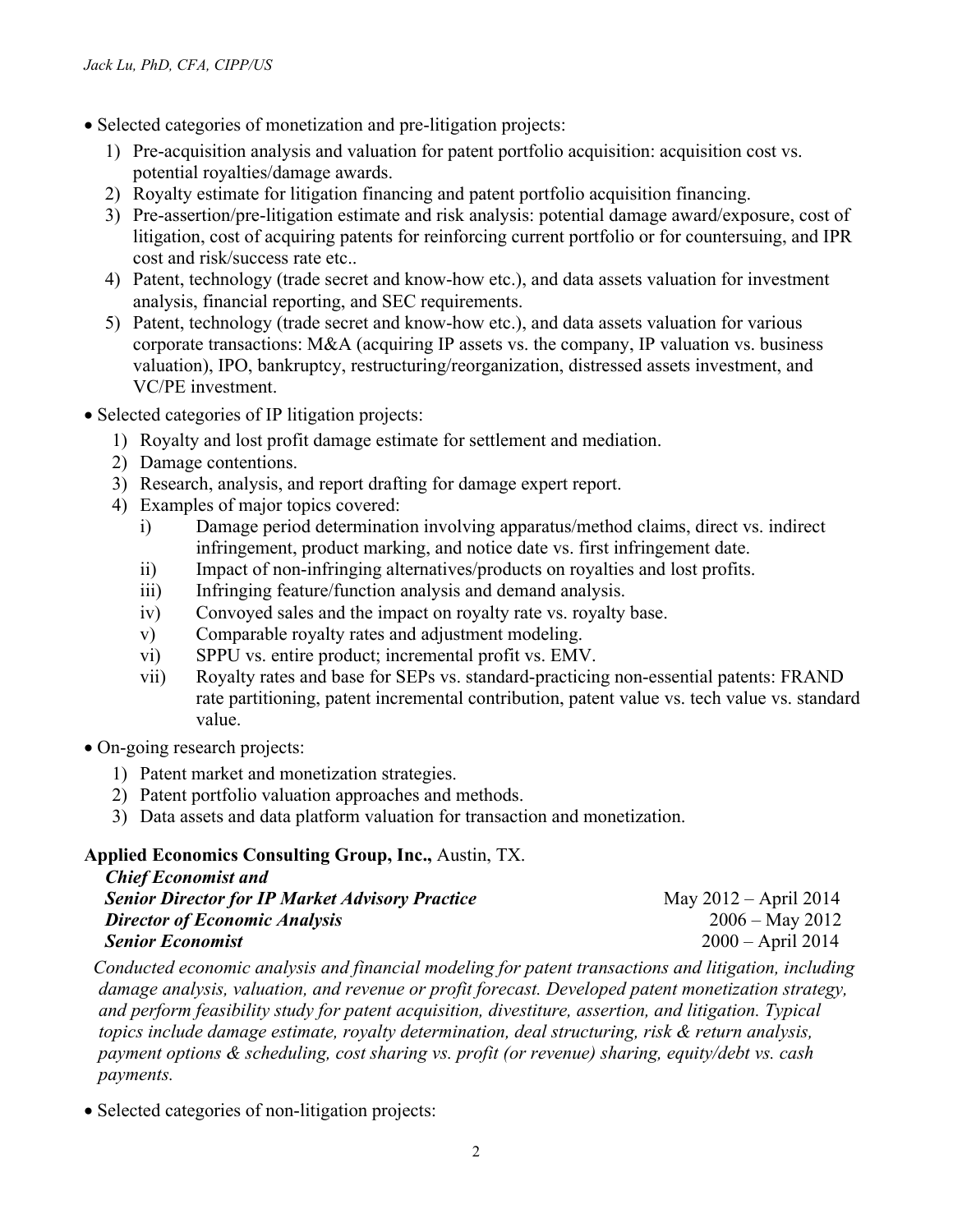- Selected categories of monetization and pre-litigation projects:
  1) Pre-acquisition analysis and valuation for patent portfolio acquisition: acquisition cost vs. potential royalties/damage awards.
  2) Royalty estimate for litigation financing and patent portfolio acquisition financing.
  3) Pre-assertion/pre-litigation estimate and risk analysis: potential damage award/exposure, cost of litigation, cost of acquiring patents for reinforcing current portfolio or for countersuing, and IPR cost and risk/success rate etc..
  4) Patent, technology (trade secret and know-how etc.), and data assets valuation for investment analysis, financial reporting, and SEC requirements.
  5) Patent, technology (trade secret and know-how etc.), and data assets valuation for various corporate transactions: M&A (acquiring IP assets vs. the company, IP valuation vs. business valuation), IPO, bankruptcy, restructuring/reorganization, distressed assets investment, and VC/PE investment.
- Selected categories of IP litigation projects:
  1) Royalty and lost profit damage estimate for settlement and mediation.
  2) Damage contentions.
  3) Research, analysis, and report drafting for damage expert report.
  4) Examples of major topics covered:
     i) Damage period determination involving apparatus/method claims, direct vs. indirect infringement, product marking, and notice date vs. first infringement date.
     ii) Impact of non-infringing alternatives/products on royalties and lost profits.
     iii) Infringing feature/function analysis and demand analysis.
     iv) Convoyed sales and the impact on royalty rate vs. royalty base.
     v) Comparable royalty rates and adjustment modeling.
     vi) SPPU vs. entire product; incremental profit vs. EMV.
     vii) Royalty rates and base for SEPs vs. standard-practicing non-essential patents: FRAND rate partitioning, patent incremental contribution, patent value vs. tech value vs. standard value.
- On-going research projects:
  1) Patent market and monetization strategies.
  2) Patent portfolio valuation approaches and methods.
  3) Data assets and data platform valuation for transaction and monetization.

**Applied Economics Consulting Group, Inc.,** Austin, TX.

***Chief Economist and***
***Senior Director for IP Market Advisory Practice*** — May 2012 – April 2014
***Director of Economic Analysis*** — 2006 – May 2012
***Senior Economist*** — 2000 – April 2014

*Conducted economic analysis and financial modeling for patent transactions and litigation, including damage analysis, valuation, and revenue or profit forecast. Developed patent monetization strategy, and perform feasibility study for patent acquisition, divestiture, assertion, and litigation. Typical topics include damage estimate, royalty determination, deal structuring, risk & return analysis, payment options & scheduling, cost sharing vs. profit (or revenue) sharing, equity/debt vs. cash payments.*

- Selected categories of non-litigation projects: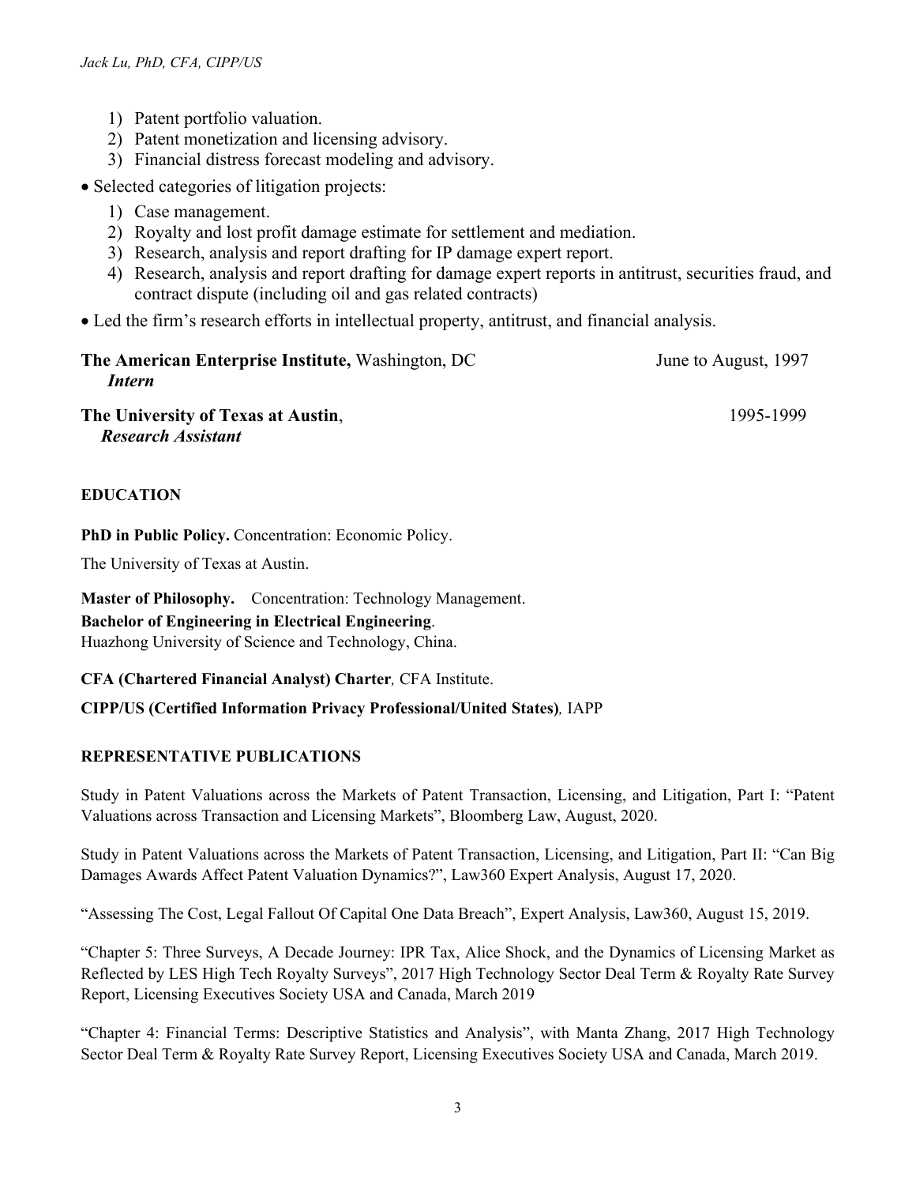1) Patent portfolio valuation.
2) Patent monetization and licensing advisory.
3) Financial distress forecast modeling and advisory.

- Selected categories of litigation projects:
  1) Case management.
  2) Royalty and lost profit damage estimate for settlement and mediation.
  3) Research, analysis and report drafting for IP damage expert report.
  4) Research, analysis and report drafting for damage expert reports in antitrust, securities fraud, and contract dispute (including oil and gas related contracts)
- Led the firm's research efforts in intellectual property, antitrust, and financial analysis.

**The American Enterprise Institute,** Washington, DC — June to August, 1997
***Intern***

**The University of Texas at Austin**, — 1995-1999
***Research Assistant***

**EDUCATION**

**PhD in Public Policy.** Concentration: Economic Policy.

The University of Texas at Austin.

**Master of Philosophy.** Concentration: Technology Management.
**Bachelor of Engineering in Electrical Engineering**.
Huazhong University of Science and Technology, China.

**CFA (Chartered Financial Analyst) Charter***,* CFA Institute.

**CIPP/US (Certified Information Privacy Professional/United States)***,* IAPP

**REPRESENTATIVE PUBLICATIONS**

Study in Patent Valuations across the Markets of Patent Transaction, Licensing, and Litigation, Part I: "Patent Valuations across Transaction and Licensing Markets", Bloomberg Law, August, 2020.

Study in Patent Valuations across the Markets of Patent Transaction, Licensing, and Litigation, Part II: "Can Big Damages Awards Affect Patent Valuation Dynamics?", Law360 Expert Analysis, August 17, 2020.

"Assessing The Cost, Legal Fallout Of Capital One Data Breach", Expert Analysis, Law360, August 15, 2019.

"Chapter 5: Three Surveys, A Decade Journey: IPR Tax, Alice Shock, and the Dynamics of Licensing Market as Reflected by LES High Tech Royalty Surveys", 2017 High Technology Sector Deal Term & Royalty Rate Survey Report, Licensing Executives Society USA and Canada, March 2019

"Chapter 4: Financial Terms: Descriptive Statistics and Analysis", with Manta Zhang, 2017 High Technology Sector Deal Term & Royalty Rate Survey Report, Licensing Executives Society USA and Canada, March 2019.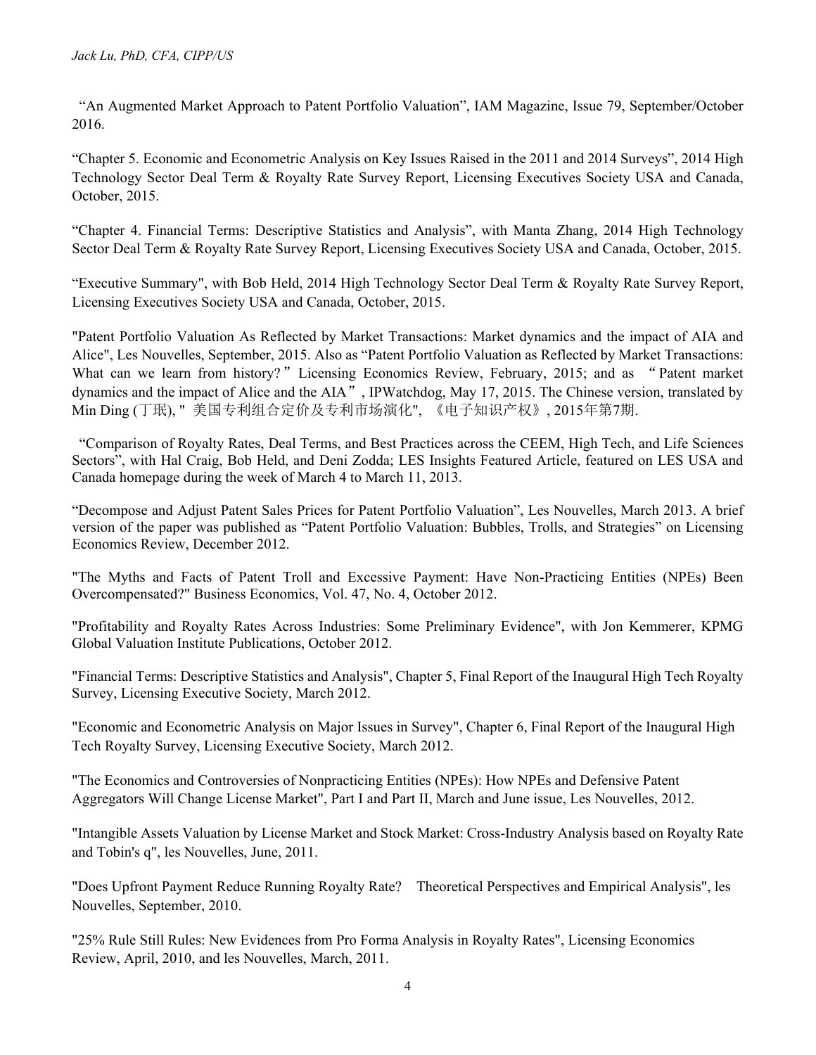"An Augmented Market Approach to Patent Portfolio Valuation", IAM Magazine, Issue 79, September/October 2016.

"Chapter 5. Economic and Econometric Analysis on Key Issues Raised in the 2011 and 2014 Surveys", 2014 High Technology Sector Deal Term & Royalty Rate Survey Report, Licensing Executives Society USA and Canada, October, 2015.

"Chapter 4. Financial Terms: Descriptive Statistics and Analysis", with Manta Zhang, 2014 High Technology Sector Deal Term & Royalty Rate Survey Report, Licensing Executives Society USA and Canada, October, 2015.

"Executive Summary", with Bob Held, 2014 High Technology Sector Deal Term & Royalty Rate Survey Report, Licensing Executives Society USA and Canada, October, 2015.

"Patent Portfolio Valuation As Reflected by Market Transactions: Market dynamics and the impact of AIA and Alice", Les Nouvelles, September, 2015. Also as "Patent Portfolio Valuation as Reflected by Market Transactions: What can we learn from history?" Licensing Economics Review, February, 2015; and as "Patent market dynamics and the impact of Alice and the AIA", IPWatchdog, May 17, 2015. The Chinese version, translated by Min Ding (丁珉), "美国专利组合定价及专利市场演化", 《电子知识产权》, 2015年第7期.

"Comparison of Royalty Rates, Deal Terms, and Best Practices across the CEEM, High Tech, and Life Sciences Sectors", with Hal Craig, Bob Held, and Deni Zodda; LES Insights Featured Article, featured on LES USA and Canada homepage during the week of March 4 to March 11, 2013.

"Decompose and Adjust Patent Sales Prices for Patent Portfolio Valuation", Les Nouvelles, March 2013. A brief version of the paper was published as "Patent Portfolio Valuation: Bubbles, Trolls, and Strategies" on Licensing Economics Review, December 2012.

"The Myths and Facts of Patent Troll and Excessive Payment: Have Non-Practicing Entities (NPEs) Been Overcompensated?" Business Economics, Vol. 47, No. 4, October 2012.

"Profitability and Royalty Rates Across Industries: Some Preliminary Evidence", with Jon Kemmerer, KPMG Global Valuation Institute Publications, October 2012.

"Financial Terms: Descriptive Statistics and Analysis", Chapter 5, Final Report of the Inaugural High Tech Royalty Survey, Licensing Executive Society, March 2012.

"Economic and Econometric Analysis on Major Issues in Survey", Chapter 6, Final Report of the Inaugural High Tech Royalty Survey, Licensing Executive Society, March 2012.

"The Economics and Controversies of Nonpracticing Entities (NPEs): How NPEs and Defensive Patent Aggregators Will Change License Market", Part I and Part II, March and June issue, Les Nouvelles, 2012.

"Intangible Assets Valuation by License Market and Stock Market: Cross-Industry Analysis based on Royalty Rate and Tobin's q", les Nouvelles, June, 2011.

"Does Upfront Payment Reduce Running Royalty Rate? Theoretical Perspectives and Empirical Analysis", les Nouvelles, September, 2010.

"25% Rule Still Rules: New Evidences from Pro Forma Analysis in Royalty Rates", Licensing Economics Review, April, 2010, and les Nouvelles, March, 2011.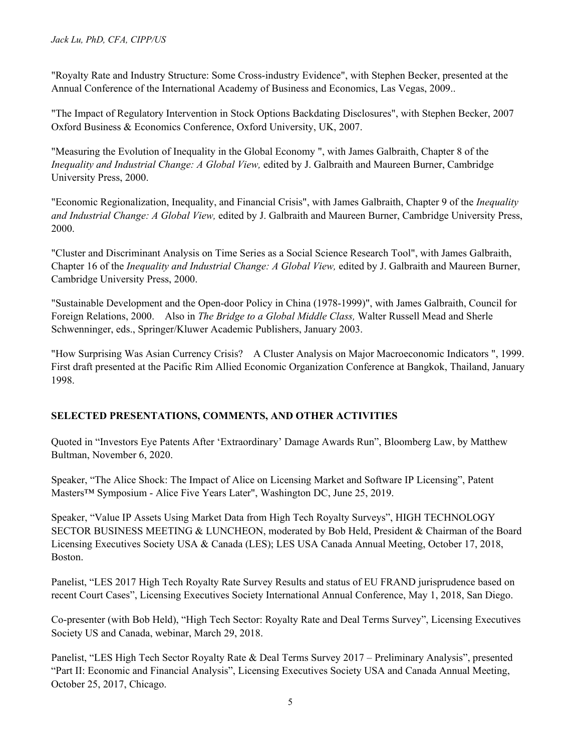"Royalty Rate and Industry Structure: Some Cross-industry Evidence", with Stephen Becker, presented at the Annual Conference of the International Academy of Business and Economics, Las Vegas, 2009..

"The Impact of Regulatory Intervention in Stock Options Backdating Disclosures", with Stephen Becker, 2007 Oxford Business & Economics Conference, Oxford University, UK, 2007.

"Measuring the Evolution of Inequality in the Global Economy ", with James Galbraith, Chapter 8 of the *Inequality and Industrial Change: A Global View,* edited by J. Galbraith and Maureen Burner, Cambridge University Press, 2000.

"Economic Regionalization, Inequality, and Financial Crisis", with James Galbraith, Chapter 9 of the *Inequality and Industrial Change: A Global View,* edited by J. Galbraith and Maureen Burner, Cambridge University Press, 2000.

"Cluster and Discriminant Analysis on Time Series as a Social Science Research Tool", with James Galbraith, Chapter 16 of the *Inequality and Industrial Change: A Global View,* edited by J. Galbraith and Maureen Burner, Cambridge University Press, 2000.

"Sustainable Development and the Open-door Policy in China (1978-1999)", with James Galbraith, Council for Foreign Relations, 2000. Also in *The Bridge to a Global Middle Class,* Walter Russell Mead and Sherle Schwenninger, eds., Springer/Kluwer Academic Publishers, January 2003.

"How Surprising Was Asian Currency Crisis? A Cluster Analysis on Major Macroeconomic Indicators ", 1999. First draft presented at the Pacific Rim Allied Economic Organization Conference at Bangkok, Thailand, January 1998.

## SELECTED PRESENTATIONS, COMMENTS, AND OTHER ACTIVITIES

Quoted in "Investors Eye Patents After 'Extraordinary' Damage Awards Run", Bloomberg Law, by Matthew Bultman, November 6, 2020.

Speaker, "The Alice Shock: The Impact of Alice on Licensing Market and Software IP Licensing", Patent Masters™ Symposium - Alice Five Years Later", Washington DC, June 25, 2019.

Speaker, "Value IP Assets Using Market Data from High Tech Royalty Surveys", HIGH TECHNOLOGY SECTOR BUSINESS MEETING & LUNCHEON, moderated by Bob Held, President & Chairman of the Board Licensing Executives Society USA & Canada (LES); LES USA Canada Annual Meeting, October 17, 2018, Boston.

Panelist, "LES 2017 High Tech Royalty Rate Survey Results and status of EU FRAND jurisprudence based on recent Court Cases", Licensing Executives Society International Annual Conference, May 1, 2018, San Diego.

Co-presenter (with Bob Held), "High Tech Sector: Royalty Rate and Deal Terms Survey", Licensing Executives Society US and Canada, webinar, March 29, 2018.

Panelist, "LES High Tech Sector Royalty Rate & Deal Terms Survey 2017 – Preliminary Analysis", presented "Part II: Economic and Financial Analysis", Licensing Executives Society USA and Canada Annual Meeting, October 25, 2017, Chicago.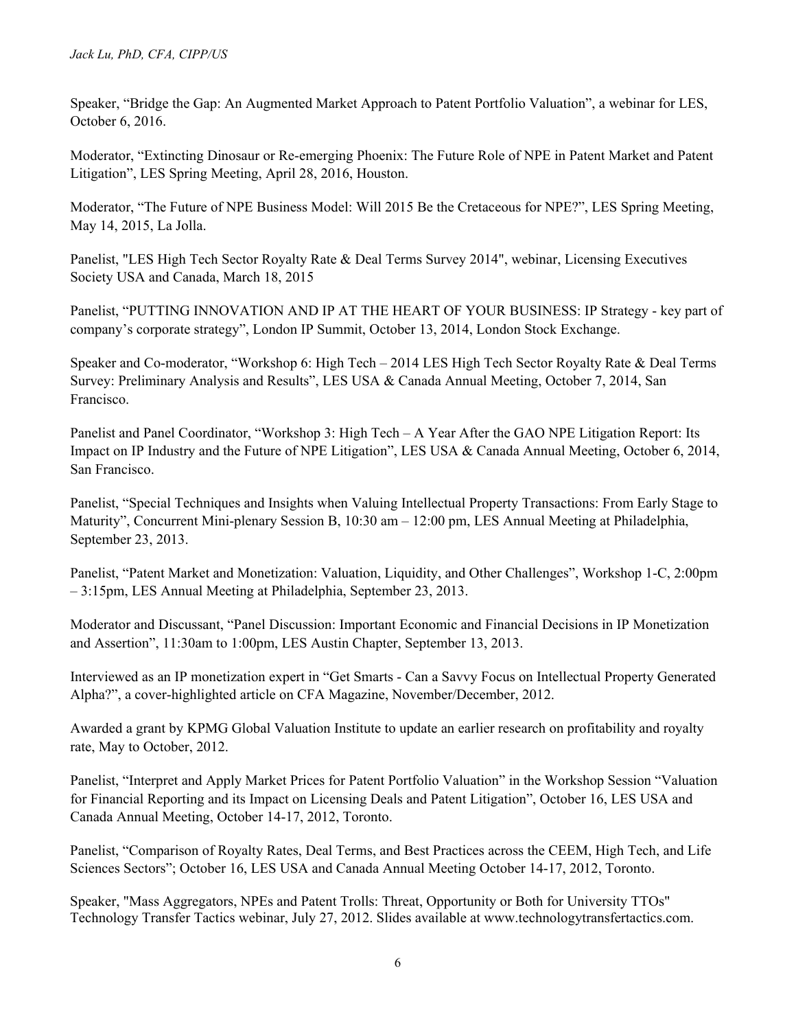Speaker, “Bridge the Gap: An Augmented Market Approach to Patent Portfolio Valuation”, a webinar for LES, October 6, 2016.

Moderator, “Extincting Dinosaur or Re-emerging Phoenix: The Future Role of NPE in Patent Market and Patent Litigation”, LES Spring Meeting, April 28, 2016, Houston.

Moderator, “The Future of NPE Business Model: Will 2015 Be the Cretaceous for NPE?”, LES Spring Meeting, May 14, 2015, La Jolla.

Panelist, "LES High Tech Sector Royalty Rate & Deal Terms Survey 2014", webinar, Licensing Executives Society USA and Canada, March 18, 2015

Panelist, “PUTTING INNOVATION AND IP AT THE HEART OF YOUR BUSINESS: IP Strategy - key part of company’s corporate strategy”, London IP Summit, October 13, 2014, London Stock Exchange.

Speaker and Co-moderator, “Workshop 6: High Tech – 2014 LES High Tech Sector Royalty Rate & Deal Terms Survey: Preliminary Analysis and Results”, LES USA & Canada Annual Meeting, October 7, 2014, San Francisco.

Panelist and Panel Coordinator, “Workshop 3: High Tech – A Year After the GAO NPE Litigation Report: Its Impact on IP Industry and the Future of NPE Litigation”, LES USA & Canada Annual Meeting, October 6, 2014, San Francisco.

Panelist, “Special Techniques and Insights when Valuing Intellectual Property Transactions: From Early Stage to Maturity”, Concurrent Mini-plenary Session B, 10:30 am – 12:00 pm, LES Annual Meeting at Philadelphia, September 23, 2013.

Panelist, “Patent Market and Monetization: Valuation, Liquidity, and Other Challenges”, Workshop 1-C, 2:00pm – 3:15pm, LES Annual Meeting at Philadelphia, September 23, 2013.

Moderator and Discussant, “Panel Discussion: Important Economic and Financial Decisions in IP Monetization and Assertion”, 11:30am to 1:00pm, LES Austin Chapter, September 13, 2013.

Interviewed as an IP monetization expert in “Get Smarts - Can a Savvy Focus on Intellectual Property Generated Alpha?”, a cover-highlighted article on CFA Magazine, November/December, 2012.

Awarded a grant by KPMG Global Valuation Institute to update an earlier research on profitability and royalty rate, May to October, 2012.

Panelist, “Interpret and Apply Market Prices for Patent Portfolio Valuation” in the Workshop Session “Valuation for Financial Reporting and its Impact on Licensing Deals and Patent Litigation”, October 16, LES USA and Canada Annual Meeting, October 14-17, 2012, Toronto.

Panelist, “Comparison of Royalty Rates, Deal Terms, and Best Practices across the CEEM, High Tech, and Life Sciences Sectors”; October 16, LES USA and Canada Annual Meeting October 14-17, 2012, Toronto.

Speaker, "Mass Aggregators, NPEs and Patent Trolls: Threat, Opportunity or Both for University TTOs" Technology Transfer Tactics webinar, July 27, 2012. Slides available at www.technologytransfertactics.com.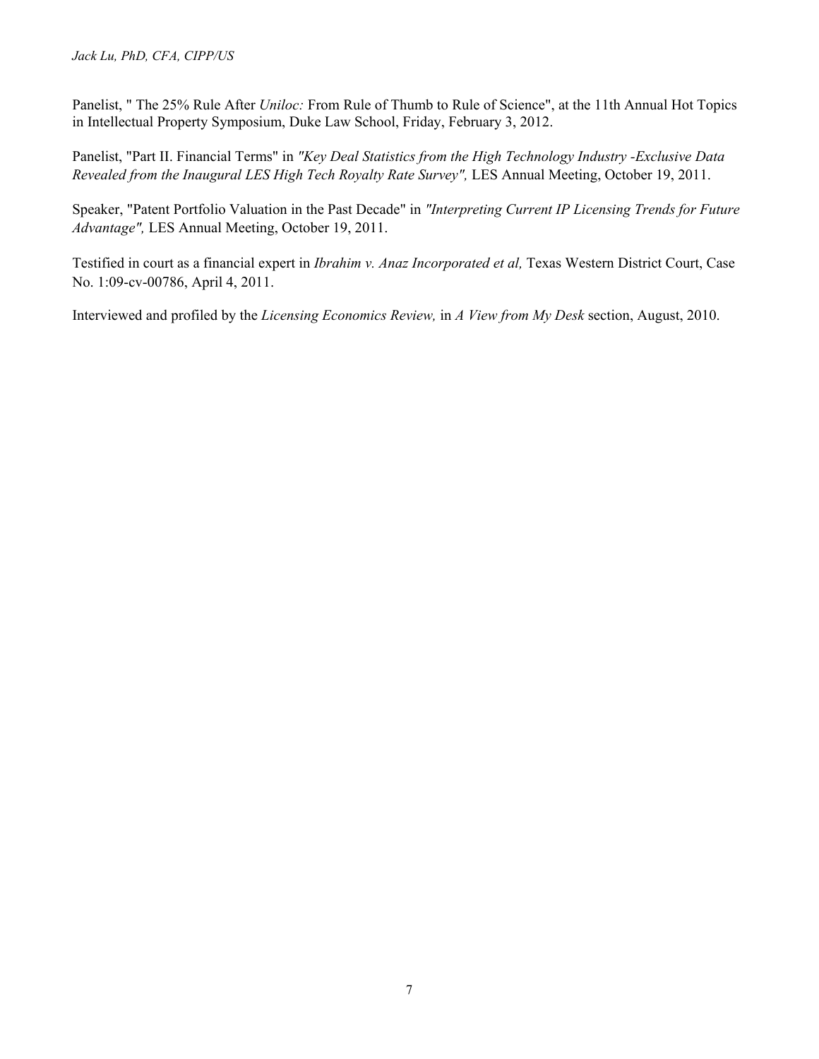Panelist, " The 25% Rule After *Uniloc:* From Rule of Thumb to Rule of Science", at the 11th Annual Hot Topics in Intellectual Property Symposium, Duke Law School, Friday, February 3, 2012.

Panelist, "Part II. Financial Terms" in *"Key Deal Statistics from the High Technology Industry -Exclusive Data Revealed from the Inaugural LES High Tech Royalty Rate Survey",* LES Annual Meeting, October 19, 2011.

Speaker, "Patent Portfolio Valuation in the Past Decade" in *"Interpreting Current IP Licensing Trends for Future Advantage",* LES Annual Meeting, October 19, 2011.

Testified in court as a financial expert in *Ibrahim v. Anaz Incorporated et al,* Texas Western District Court, Case No. 1:09-cv-00786, April 4, 2011.

Interviewed and profiled by the *Licensing Economics Review,* in *A View from My Desk* section, August, 2010.